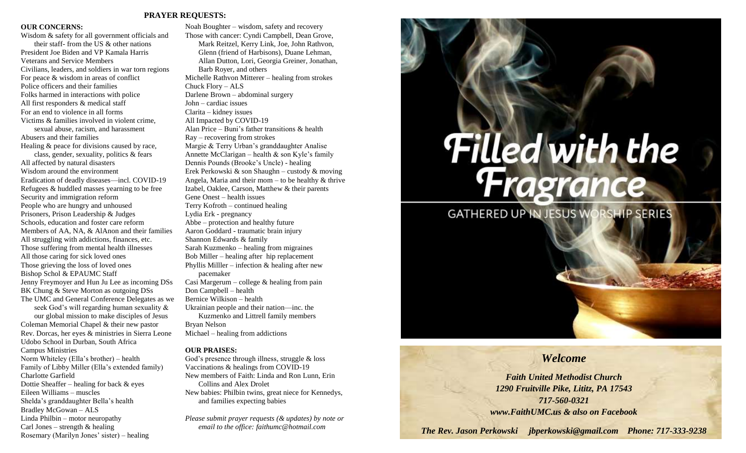## PRAYER REQUESTS:

**OUR CONCERNS:**

Wisdom & safety for all government officials and their staff- from the US & other nations
President Joe Biden and VP Kamala Harris
Veterans and Service Members
Civilians, leaders, and soldiers in war torn regions
For peace & wisdom in areas of conflict
Police officers and their families
Folks harmed in interactions with police
All first responders & medical staff
For an end to violence in all forms
Victims & families involved in violent crime, sexual abuse, racism, and harassment
Abusers and their families
Healing & peace for divisions caused by race, class, gender, sexuality, politics & fears
All affected by natural disasters
Wisdom around the environment
Eradication of deadly diseases—incl. COVID-19
Refugees & huddled masses yearning to be free
Security and immigration reform
People who are hungry and unhoused
Prisoners, Prison Leadership & Judges
Schools, education and foster care reform
Members of AA, NA, & AlAnon and their families
All struggling with addictions, finances, etc.
Those suffering from mental health illnesses
All those caring for sick loved ones
Those grieving the loss of loved ones
Bishop Schol & EPAUMC Staff
Jenny Freymoyer and Hun Ju Lee as incoming DSs
BK Chung & Steve Morton as outgoing DSs
The UMC and General Conference Delegates as we seek God's will regarding human sexuality & our global mission to make disciples of Jesus
Coleman Memorial Chapel & their new pastor
Rev. Dorcas, her eyes & ministries in Sierra Leone
Udobo School in Durban, South Africa
Campus Ministries
Norm Whiteley (Ella's brother) – health
Family of Libby Miller (Ella's extended family)
Charlotte Garfield
Dottie Sheaffer – healing for back & eyes
Eileen Williams – muscles
Shelda's granddaughter Bella's health
Bradley McGowan – ALS
Linda Philbin – motor neuropathy
Carl Jones – strength & healing
Rosemary (Marilyn Jones' sister) – healing
Noah Boughter – wisdom, safety and recovery
Those with cancer: Cyndi Campbell, Dean Grove, Mark Reitzel, Kerry Link, Joe, John Rathvon, Glenn (friend of Harbisons), Duane Lehman, Allan Dutton, Lori, Georgia Greiner, Jonathan, Barb Royer, and others
Michelle Rathvon Mitterer – healing from strokes
Chuck Flory – ALS
Darlene Brown – abdominal surgery
John – cardiac issues
Clarita – kidney issues
All Impacted by COVID-19
Alan Price – Buni's father transitions & health
Ray – recovering from strokes
Margie & Terry Urban's granddaughter Analise
Annette McClarigan – health & son Kyle's family
Dennis Pounds (Brooke's Uncle) - healing
Erek Perkowski & son Shaughn – custody & moving
Angela, Maria and their mom – to be healthy & thrive
Izabel, Oaklee, Carson, Matthew & their parents
Gene Onest – health issues
Terry Kofroth – continued healing
Lydia Erk - pregnancy
Abbe – protection and healthy future
Aaron Goddard - traumatic brain injury
Shannon Edwards & family
Sarah Kuzmenko – healing from migraines
Bob Miller – healing after hip replacement
Phyllis Milller – infection & healing after new pacemaker
Casi Margerum – college & healing from pain
Don Campbell – health
Bernice Wilkison – health
Ukrainian people and their nation—inc. the Kuzmenko and Littrell family members
Bryan Nelson
Michael – healing from addictions

**OUR PRAISES:**

God's presence through illness, struggle & loss
Vaccinations & healings from COVID-19
New members of Faith: Linda and Ron Lunn, Erin Collins and Alex Drolet
New babies: Philbin twins, great niece for Kennedys, and families expecting babies

*Please submit prayer requests (& updates) by note or email to the office: faithumc@hotmail.com*

# Filled with the Fragrance

GATHERED UP IN JESUS WORSHIP SERIES

## *Welcome*

***Faith United Methodist Church***
***1290 Fruitville Pike, Lititz, PA 17543***
***717-560-0321***
***www.FaithUMC.us & also on Facebook***

***The Rev. Jason Perkowski jbperkowski@gmail.com Phone: 717-333-9238***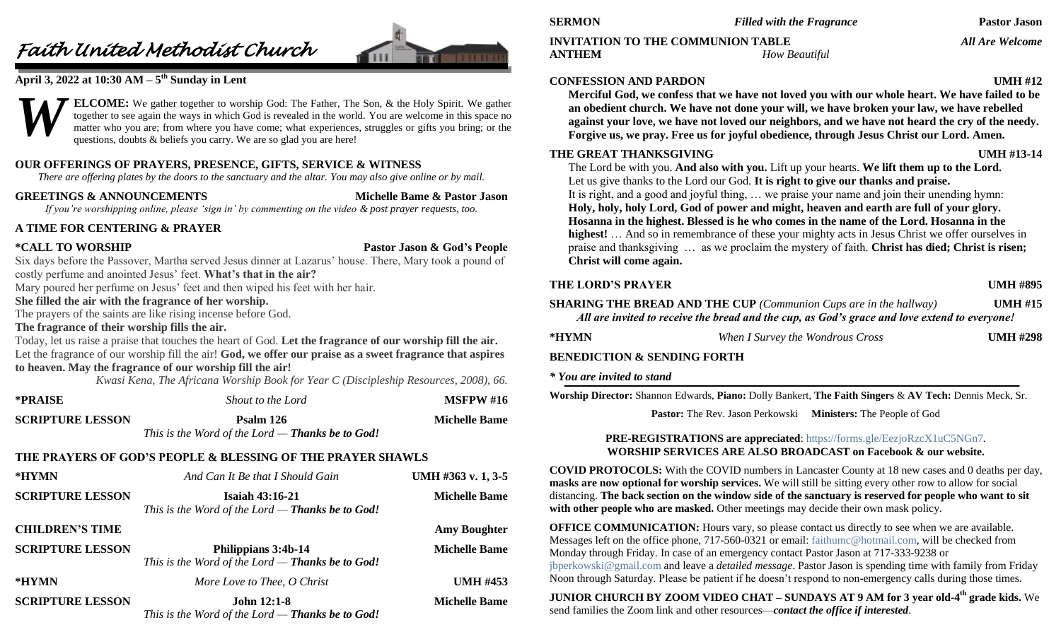# Faith United Methodist Church

**April 3, 2022 at 10:30 AM – 5th Sunday in Lent**

**WELCOME:** We gather together to worship God: The Father, The Son, & the Holy Spirit. We gather together to see again the ways in which God is revealed in the world. You are welcome in this space no matter who you are; from where you have come; what experiences, struggles or gifts you bring; or the questions, doubts & beliefs you carry. We are so glad you are here!

### OUR OFFERINGS OF PRAYERS, PRESENCE, GIFTS, SERVICE & WITNESS

*There are offering plates by the doors to the sanctuary and the altar. You may also give online or by mail.*

**GREETINGS & ANNOUNCEMENTS** — **Michelle Bame & Pastor Jason**

*If you're worshipping online, please 'sign in' by commenting on the video & post prayer requests, too.*

### A TIME FOR CENTERING & PRAYER

**\*CALL TO WORSHIP** — **Pastor Jason & God's People**

Six days before the Passover, Martha served Jesus dinner at Lazarus' house. There, Mary took a pound of costly perfume and anointed Jesus' feet. **What's that in the air?**

Mary poured her perfume on Jesus' feet and then wiped his feet with her hair.

**She filled the air with the fragrance of her worship.**

The prayers of the saints are like rising incense before God.

**The fragrance of their worship fills the air.**

Today, let us raise a praise that touches the heart of God. **Let the fragrance of our worship fill the air.** Let the fragrance of our worship fill the air! **God, we offer our praise as a sweet fragrance that aspires to heaven. May the fragrance of our worship fill the air!**

*Kwasi Kena, The Africana Worship Book for Year C (Discipleship Resources, 2008), 66.*

**\*PRAISE** — *Shout to the Lord* — **MSFPW #16**

**SCRIPTURE LESSON** — **Psalm 126** — **Michelle Bame**

*This is the Word of the Lord — **Thanks be to God!***

### THE PRAYERS OF GOD'S PEOPLE & BLESSING OF THE PRAYER SHAWLS

**\*HYMN** — *And Can It Be that I Should Gain* — **UMH #363 v. 1, 3-5**

**SCRIPTURE LESSON** — **Isaiah 43:16-21** — **Michelle Bame**

*This is the Word of the Lord — **Thanks be to God!***

**CHILDREN'S TIME** — **Amy Boughter**

**SCRIPTURE LESSON** — **Philippians 3:4b-14** — **Michelle Bame**

*This is the Word of the Lord — **Thanks be to God!***

**\*HYMN** — *More Love to Thee, O Christ* — **UMH #453**

**SCRIPTURE LESSON** — **John 12:1-8** — **Michelle Bame**

*This is the Word of the Lord — **Thanks be to God!***

**SERMON** — *Filled with the Fragrance* — **Pastor Jason**

**INVITATION TO THE COMMUNION TABLE** — *All Are Welcome*

**ANTHEM** — *How Beautiful*

**CONFESSION AND PARDON** — **UMH #12**

**Merciful God, we confess that we have not loved you with our whole heart. We have failed to be an obedient church. We have not done your will, we have broken your law, we have rebelled against your love, we have not loved our neighbors, and we have not heard the cry of the needy. Forgive us, we pray. Free us for joyful obedience, through Jesus Christ our Lord. Amen.**

**THE GREAT THANKSGIVING** — **UMH #13-14**

The Lord be with you. **And also with you.** Lift up your hearts. **We lift them up to the Lord.** Let us give thanks to the Lord our God. **It is right to give our thanks and praise.** It is right, and a good and joyful thing, … we praise your name and join their unending hymn: **Holy, holy, holy Lord, God of power and might, heaven and earth are full of your glory. Hosanna in the highest. Blessed is he who comes in the name of the Lord. Hosanna in the highest!** … And so in remembrance of these your mighty acts in Jesus Christ we offer ourselves in praise and thanksgiving … as we proclaim the mystery of faith. **Christ has died; Christ is risen; Christ will come again.**

**THE LORD'S PRAYER** — **UMH #895**

**SHARING THE BREAD AND THE CUP** *(Communion Cups are in the hallway)* — **UMH #15**

*All are invited to receive the bread and the cup, as God's grace and love extend to everyone!*

**\*HYMN** — *When I Survey the Wondrous Cross* — **UMH #298**

**BENEDICTION & SENDING FORTH**

*\* You are invited to stand*

**Worship Director:** Shannon Edwards, **Piano:** Dolly Bankert, **The Faith Singers** & **AV Tech:** Dennis Meck, Sr.

**Pastor:** The Rev. Jason Perkowski **Ministers:** The People of God

**PRE-REGISTRATIONS are appreciated**: https://forms.gle/EezjoRzcX1uC5NGn7.
**WORSHIP SERVICES ARE ALSO BROADCAST on Facebook & our website.**

**COVID PROTOCOLS:** With the COVID numbers in Lancaster County at 18 new cases and 0 deaths per day, **masks are now optional for worship services.** We will still be sitting every other row to allow for social distancing. **The back section on the window side of the sanctuary is reserved for people who want to sit with other people who are masked.** Other meetings may decide their own mask policy.

**OFFICE COMMUNICATION:** Hours vary, so please contact us directly to see when we are available. Messages left on the office phone, 717-560-0321 or email: faithumc@hotmail.com, will be checked from Monday through Friday. In case of an emergency contact Pastor Jason at 717-333-9238 or jbperkowski@gmail.com and leave a *detailed message*. Pastor Jason is spending time with family from Friday Noon through Saturday. Please be patient if he doesn't respond to non-emergency calls during those times.

**JUNIOR CHURCH BY ZOOM VIDEO CHAT – SUNDAYS AT 9 AM for 3 year old-4th grade kids.** We send families the Zoom link and other resources—***contact the office if interested***.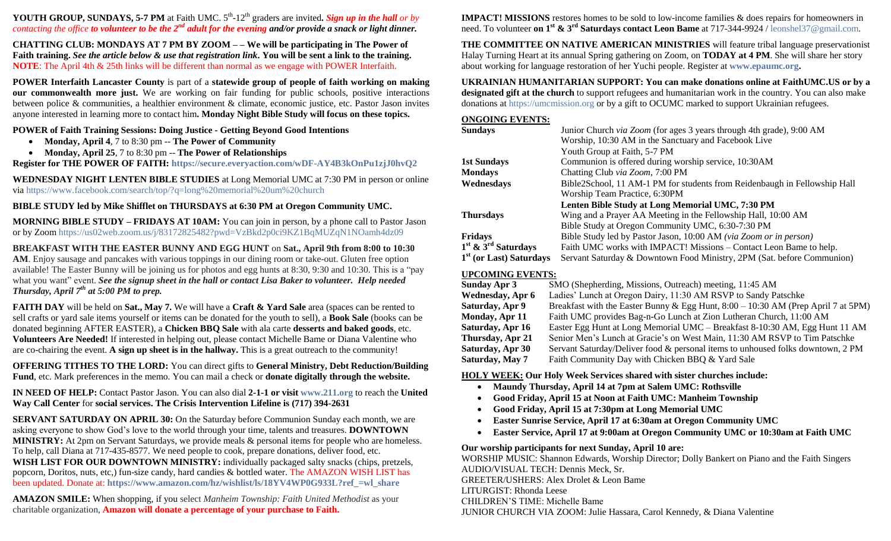**YOUTH GROUP, SUNDAYS, 5-7 PM** at Faith UMC. 5th-12th graders are invited**.** ***Sign up in the hall*** *or by contacting the office* ***to volunteer to be the 2nd adult for the evening and/or provide a snack or light dinner.***

**CHATTING CLUB: MONDAYS AT 7 PM BY ZOOM – – We will be participating in The Power of Faith training.** ***See the article below & use that registration link*****. You will be sent a link to the training.** **NOTE**: The April 4th & 25th links will be different than normal as we engage with POWER Interfaith.

**POWER Interfaith Lancaster County** is part of a **statewide group of people of faith working on making our commonwealth more just.** We are working on fair funding for public schools, positive interactions between police & communities, a healthier environment & climate, economic justice, etc. Pastor Jason invites anyone interested in learning more to contact him**. Monday Night Bible Study will focus on these topics.**

**POWER of Faith Training Sessions: Doing Justice - Getting Beyond Good Intentions**

- **Monday, April 4**, 7 to 8:30 pm -- **The Power of Community**
- **Monday, April 25**, 7 to 8:30 pm -- **The Power of Relationships**

**Register for THE POWER OF FAITH: https://secure.everyaction.com/wDF-AY4B3kOnPu1zjJ0hvQ2**

**WEDNESDAY NIGHT LENTEN BIBLE STUDIES** at Long Memorial UMC at 7:30 PM in person or online via https://www.facebook.com/search/top/?q=long%20memorial%20um%20church

**BIBLE STUDY led by Mike Shifflet on THURSDAYS at 6:30 PM at Oregon Community UMC.**

**MORNING BIBLE STUDY – FRIDAYS AT 10AM:** You can join in person, by a phone call to Pastor Jason or by Zoom https://us02web.zoom.us/j/83172825482?pwd=VzBkd2p0ci9KZ1BqMUZqN1NOamh4dz09

**BREAKFAST WITH THE EASTER BUNNY AND EGG HUNT** on **Sat., April 9th from 8:00 to 10:30 AM**. Enjoy sausage and pancakes with various toppings in our dining room or take-out. Gluten free option available! The Easter Bunny will be joining us for photos and egg hunts at 8:30, 9:30 and 10:30. This is a "pay what you want" event. ***See the signup sheet in the hall or contact Lisa Baker to volunteer. Help needed Thursday, April 7th at 5:00 PM to prep.***

**FAITH DAY** will be held on **Sat., May 7.** We will have a **Craft & Yard Sale** area (spaces can be rented to sell crafts or yard sale items yourself or items can be donated for the youth to sell), a **Book Sale** (books can be donated beginning AFTER EASTER), a **Chicken BBQ Sale** with ala carte **desserts and baked goods**, etc. **Volunteers Are Needed!** If interested in helping out, please contact Michelle Bame or Diana Valentine who are co-chairing the event. **A sign up sheet is in the hallway.** This is a great outreach to the community!

**OFFERING TITHES TO THE LORD:** You can direct gifts to **General Ministry, Debt Reduction/Building Fund**, etc. Mark preferences in the memo. You can mail a check or **donate digitally through the website.**

**IN NEED OF HELP:** Contact Pastor Jason. You can also dial **2-1-1 or visit www.211.org** to reach the **United Way Call Center** for **social services. The Crisis Intervention Lifeline is (717) 394-2631**

**SERVANT SATURDAY ON APRIL 30:** On the Saturday before Communion Sunday each month, we are asking everyone to show God's love to the world through your time, talents and treasures. **DOWNTOWN MINISTRY:** At 2pm on Servant Saturdays, we provide meals & personal items for people who are homeless. To help, call Diana at 717-435-8577. We need people to cook, prepare donations, deliver food, etc.
**WISH LIST FOR OUR DOWNTOWN MINISTRY:** individually packaged salty snacks (chips, pretzels, popcorn, Doritos, nuts, etc,) fun-size candy, hard candies & bottled water. The AMAZON WISH LIST has been updated. Donate at: **https://www.amazon.com/hz/wishlist/ls/18YV4WP0G933L?ref_=wl_share**

**AMAZON SMILE:** When shopping, if you select *Manheim Township: Faith United Methodist* as your charitable organization, **Amazon will donate a percentage of your purchase to Faith.**

**IMPACT! MISSIONS** restores homes to be sold to low-income families & does repairs for homeowners in need. To volunteer **on 1st & 3rd Saturdays contact Leon Bame** at 717-344-9924 / leonshel37@gmail.com.

**THE COMMITTEE ON NATIVE AMERICAN MINISTRIES** will feature tribal language preservationist Halay Turning Heart at its annual Spring gathering on Zoom, on **TODAY at 4 PM**. She will share her story about working for language restoration of her Yuchi people. Register at **www.epaumc.org.**

**UKRAINIAN HUMANITARIAN SUPPORT: You can make donations online at FaithUMC.US or by a designated gift at the church** to support refugees and humanitarian work in the country. You can also make donations at https://umcmission.org or by a gift to OCUMC marked to support Ukrainian refugees.

**ONGOING EVENTS:**

| | |
|---|---|
| **Sundays** | Junior Church *via Zoom* (for ages 3 years through 4th grade), 9:00 AM |
| | Worship, 10:30 AM in the Sanctuary and Facebook Live |
| | Youth Group at Faith, 5-7 PM |
| **1st Sundays** | Communion is offered during worship service, 10:30AM |
| **Mondays** | Chatting Club *via Zoom*, 7:00 PM |
| **Wednesdays** | Bible2School, 11 AM-1 PM for students from Reidenbaugh in Fellowship Hall |
| | Worship Team Practice, 6:30PM |
| | **Lenten Bible Study at Long Memorial UMC, 7:30 PM** |
| **Thursdays** | Wing and a Prayer AA Meeting in the Fellowship Hall, 10:00 AM |
| | Bible Study at Oregon Community UMC, 6:30-7:30 PM |
| **Fridays** | Bible Study led by Pastor Jason, 10:00 AM *(via Zoom or in person)* |
| **1st & 3rd Saturdays** | Faith UMC works with IMPACT! Missions – Contact Leon Bame to help. |
| **1st (or Last) Saturdays** | Servant Saturday & Downtown Food Ministry, 2PM (Sat. before Communion) |

**UPCOMING EVENTS:**

| | |
|---|---|
| **Sunday Apr 3** | SMO (Shepherding, Missions, Outreach) meeting, 11:45 AM |
| **Wednesday, Apr 6** | Ladies' Lunch at Oregon Dairy, 11:30 AM RSVP to Sandy Patschke |
| **Saturday, Apr 9** | Breakfast with the Easter Bunny & Egg Hunt, 8:00 – 10:30 AM (Prep April 7 at 5PM) |
| **Monday, Apr 11** | Faith UMC provides Bag-n-Go Lunch at Zion Lutheran Church, 11:00 AM |
| **Saturday, Apr 16** | Easter Egg Hunt at Long Memorial UMC – Breakfast 8-10:30 AM, Egg Hunt 11 AM |
| **Thursday, Apr 21** | Senior Men's Lunch at Gracie's on West Main, 11:30 AM RSVP to Tim Patschke |
| **Saturday, Apr 30** | Servant Saturday/Deliver food & personal items to unhoused folks downtown, 2 PM |
| **Saturday, May 7** | Faith Community Day with Chicken BBQ & Yard Sale |

**HOLY WEEK: Our Holy Week Services shared with sister churches include:**

- **Maundy Thursday, April 14 at 7pm at Salem UMC: Rothsville**
- **Good Friday, April 15 at Noon at Faith UMC: Manheim Township**
- **Good Friday, April 15 at 7:30pm at Long Memorial UMC**
- **Easter Sunrise Service, April 17 at 6:30am at Oregon Community UMC**
- **Easter Service, April 17 at 9:00am at Oregon Community UMC or 10:30am at Faith UMC**

**Our worship participants for next Sunday, April 10 are:**

WORSHIP MUSIC: Shannon Edwards, Worship Director; Dolly Bankert on Piano and the Faith Singers
AUDIO/VISUAL TECH: Dennis Meck, Sr.
GREETER/USHERS: Alex Drolet & Leon Bame
LITURGIST: Rhonda Leese
CHILDREN'S TIME: Michelle Bame
JUNIOR CHURCH VIA ZOOM: Julie Hassara, Carol Kennedy, & Diana Valentine